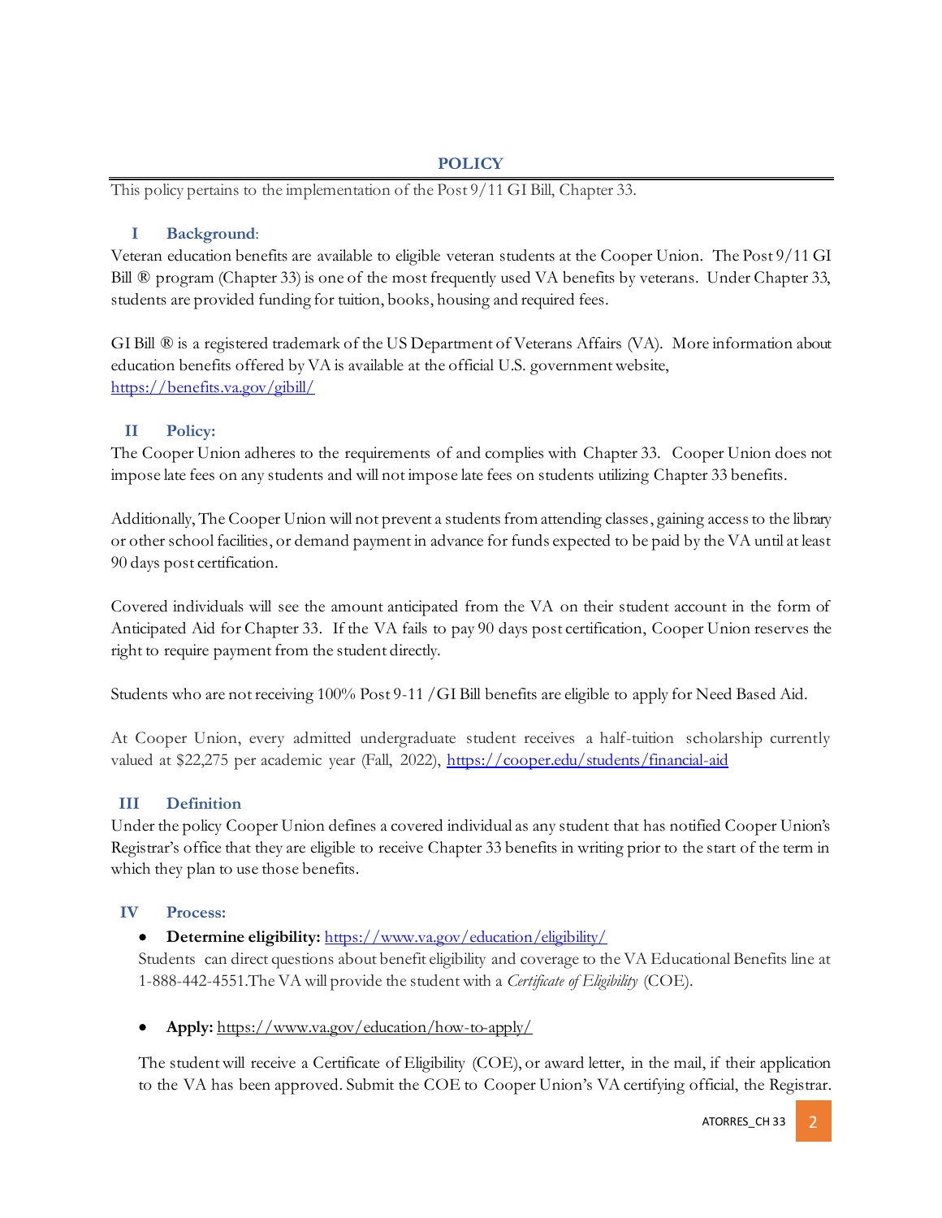## POLICY

This policy pertains to the implementation of the Post 9/11 GI Bill, Chapter 33.

### I Background:

Veteran education benefits are available to eligible veteran students at the Cooper Union. The Post 9/11 GI Bill ® program (Chapter 33) is one of the most frequently used VA benefits by veterans. Under Chapter 33, students are provided funding for tuition, books, housing and required fees.

GI Bill ® is a registered trademark of the US Department of Veterans Affairs (VA). More information about education benefits offered by VA is available at the official U.S. government website, https://benefits.va.gov/gibill/

### II Policy:

The Cooper Union adheres to the requirements of and complies with Chapter 33. Cooper Union does not impose late fees on any students and will not impose late fees on students utilizing Chapter 33 benefits.

Additionally, The Cooper Union will not prevent a students from attending classes, gaining access to the library or other school facilities, or demand payment in advance for funds expected to be paid by the VA until at least 90 days post certification.

Covered individuals will see the amount anticipated from the VA on their student account in the form of Anticipated Aid for Chapter 33. If the VA fails to pay 90 days post certification, Cooper Union reserves the right to require payment from the student directly.

Students who are not receiving 100% Post 9-11 /GI Bill benefits are eligible to apply for Need Based Aid.

At Cooper Union, every admitted undergraduate student receives a half-tuition scholarship currently valued at $22,275 per academic year (Fall, 2022), https://cooper.edu/students/financial-aid

### III Definition

Under the policy Cooper Union defines a covered individual as any student that has notified Cooper Union's Registrar's office that they are eligible to receive Chapter 33 benefits in writing prior to the start of the term in which they plan to use those benefits.

### IV Process:

- **Determine eligibility:** https://www.va.gov/education/eligibility/

  Students can direct questions about benefit eligibility and coverage to the VA Educational Benefits line at 1-888-442-4551.The VA will provide the student with a *Certificate of Eligibility* (COE).

- **Apply:** https://www.va.gov/education/how-to-apply/

  The student will receive a Certificate of Eligibility (COE), or award letter, in the mail, if their application to the VA has been approved. Submit the COE to Cooper Union's VA certifying official, the Registrar.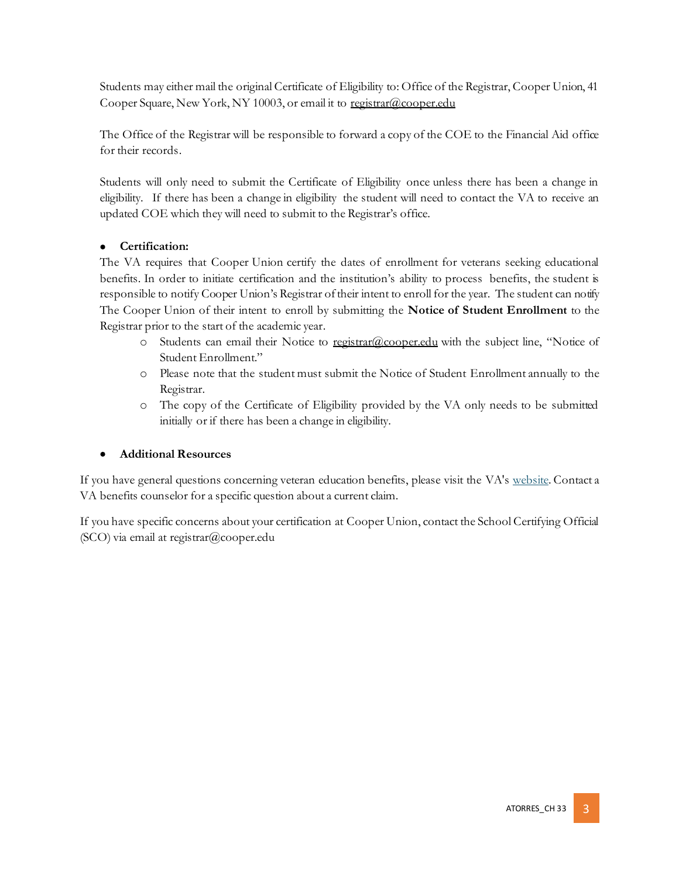Students may either mail the original Certificate of Eligibility to: Office of the Registrar, Cooper Union, 41 Cooper Square, New York, NY 10003, or email it to registrar@cooper.edu

The Office of the Registrar will be responsible to forward a copy of the COE to the Financial Aid office for their records.

Students will only need to submit the Certificate of Eligibility once unless there has been a change in eligibility. If there has been a change in eligibility the student will need to contact the VA to receive an updated COE which they will need to submit to the Registrar's office.

- **Certification:**

  The VA requires that Cooper Union certify the dates of enrollment for veterans seeking educational benefits. In order to initiate certification and the institution's ability to process benefits, the student is responsible to notify Cooper Union's Registrar of their intent to enroll for the year. The student can notify The Cooper Union of their intent to enroll by submitting the **Notice of Student Enrollment** to the Registrar prior to the start of the academic year.

  - Students can email their Notice to registrar@cooper.edu with the subject line, "Notice of Student Enrollment."
  - Please note that the student must submit the Notice of Student Enrollment annually to the Registrar.
  - The copy of the Certificate of Eligibility provided by the VA only needs to be submitted initially or if there has been a change in eligibility.

- **Additional Resources**

If you have general questions concerning veteran education benefits, please visit the VA's website. Contact a VA benefits counselor for a specific question about a current claim.

If you have specific concerns about your certification at Cooper Union, contact the School Certifying Official (SCO) via email at registrar@cooper.edu